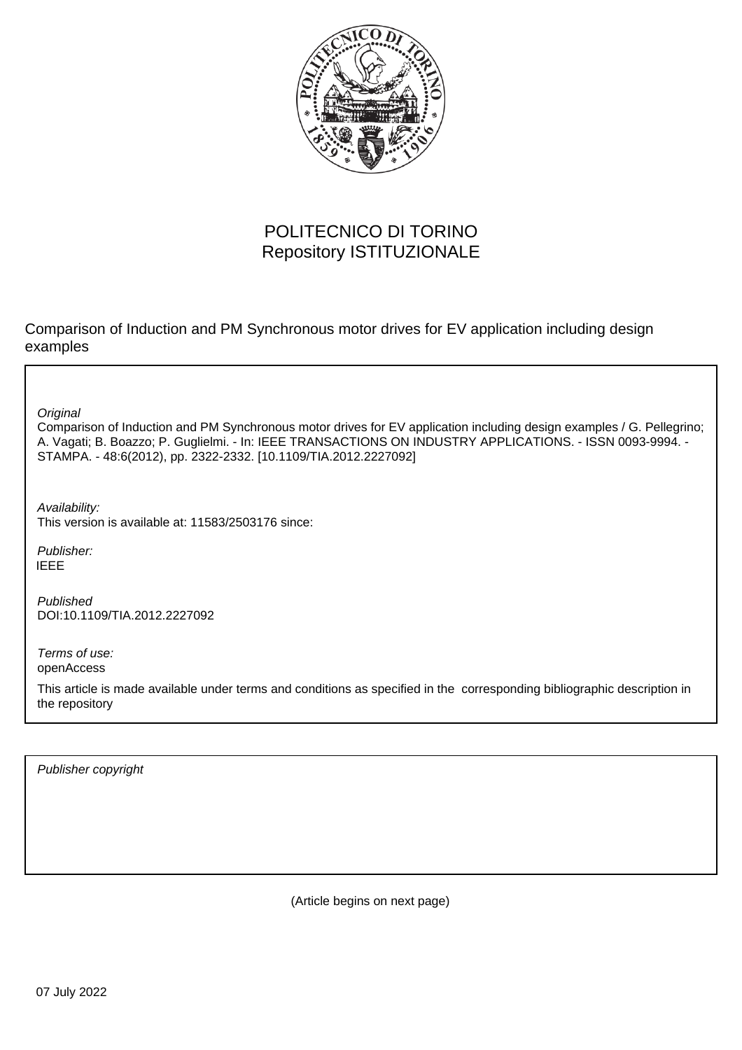POLITECNICO DI TORINO
Repository ISTITUZIONALE

Comparison of Induction and PM Synchronous motor drives for EV application including design examples

*Original*
Comparison of Induction and PM Synchronous motor drives for EV application including design examples / G. Pellegrino; A. Vagati; B. Boazzo; P. Guglielmi. - In: IEEE TRANSACTIONS ON INDUSTRY APPLICATIONS. - ISSN 0093-9994. - STAMPA. - 48:6(2012), pp. 2322-2332. [10.1109/TIA.2012.2227092]

*Availability:*
This version is available at: 11583/2503176 since:

*Publisher:*
IEEE

*Published*
DOI:10.1109/TIA.2012.2227092

*Terms of use:*
openAccess

This article is made available under terms and conditions as specified in the corresponding bibliographic description in the repository

*Publisher copyright*

(Article begins on next page)

07 July 2022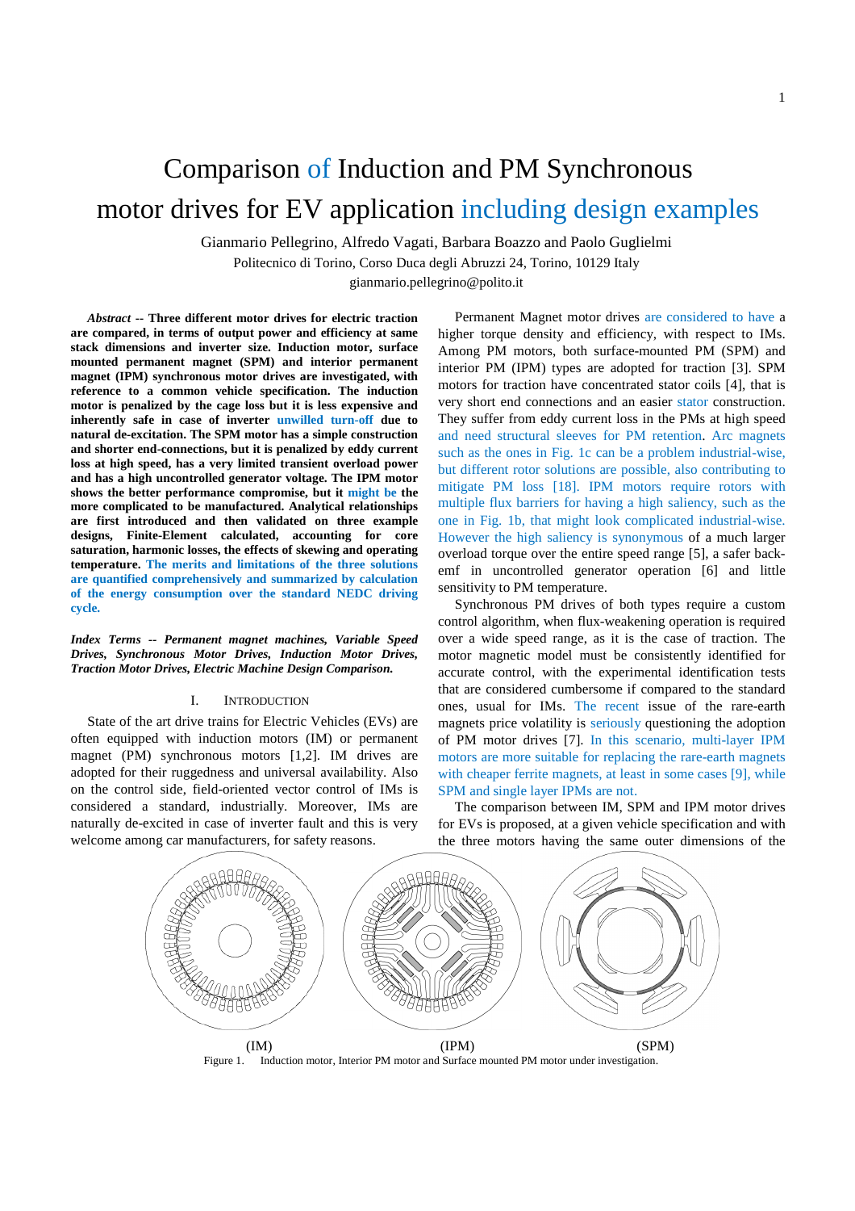# Comparison of Induction and PM Synchronous motor drives for EV application including design examples

Gianmario Pellegrino, Alfredo Vagati, Barbara Boazzo and Paolo Guglielmi

Politecnico di Torino, Corso Duca degli Abruzzi 24, Torino, 10129 Italy

gianmario.pellegrino@polito.it

***Abstract* -- Three different motor drives for electric traction are compared, in terms of output power and efficiency at same stack dimensions and inverter size. Induction motor, surface mounted permanent magnet (SPM) and interior permanent magnet (IPM) synchronous motor drives are investigated, with reference to a common vehicle specification. The induction motor is penalized by the cage loss but it is less expensive and inherently safe in case of inverter unwilled turn-off due to natural de-excitation. The SPM motor has a simple construction and shorter end-connections, but it is penalized by eddy current loss at high speed, has a very limited transient overload power and has a high uncontrolled generator voltage. The IPM motor shows the better performance compromise, but it might be the more complicated to be manufactured. Analytical relationships are first introduced and then validated on three example designs, Finite-Element calculated, accounting for core saturation, harmonic losses, the effects of skewing and operating temperature. The merits and limitations of the three solutions are quantified comprehensively and summarized by calculation of the energy consumption over the standard NEDC driving cycle.**

***Index Terms* -- *Permanent magnet machines, Variable Speed Drives, Synchronous Motor Drives, Induction Motor Drives, Traction Motor Drives, Electric Machine Design Comparison.***

## I. Introduction

State of the art drive trains for Electric Vehicles (EVs) are often equipped with induction motors (IM) or permanent magnet (PM) synchronous motors [1,2]. IM drives are adopted for their ruggedness and universal availability. Also on the control side, field-oriented vector control of IMs is considered a standard, industrially. Moreover, IMs are naturally de-excited in case of inverter fault and this is very welcome among car manufacturers, for safety reasons.

Permanent Magnet motor drives are considered to have a higher torque density and efficiency, with respect to IMs. Among PM motors, both surface-mounted PM (SPM) and interior PM (IPM) types are adopted for traction [3]. SPM motors for traction have concentrated stator coils [4], that is very short end connections and an easier stator construction. They suffer from eddy current loss in the PMs at high speed and need structural sleeves for PM retention. Arc magnets such as the ones in Fig. 1c can be a problem industrial-wise, but different rotor solutions are possible, also contributing to mitigate PM loss [18]. IPM motors require rotors with multiple flux barriers for having a high saliency, such as the one in Fig. 1b, that might look complicated industrial-wise. However the high saliency is synonymous of a much larger overload torque over the entire speed range [5], a safer back-emf in uncontrolled generator operation [6] and little sensitivity to PM temperature.

Synchronous PM drives of both types require a custom control algorithm, when flux-weakening operation is required over a wide speed range, as it is the case of traction. The motor magnetic model must be consistently identified for accurate control, with the experimental identification tests that are considered cumbersome if compared to the standard ones, usual for IMs. The recent issue of the rare-earth magnets price volatility is seriously questioning the adoption of PM motor drives [7]. In this scenario, multi-layer IPM motors are more suitable for replacing the rare-earth magnets with cheaper ferrite magnets, at least in some cases [9], while SPM and single layer IPMs are not.

The comparison between IM, SPM and IPM motor drives for EVs is proposed, at a given vehicle specification and with the three motors having the same outer dimensions of the

(IM) (IPM) (SPM)

Figure 1. Induction motor, Interior PM motor and Surface mounted PM motor under investigation.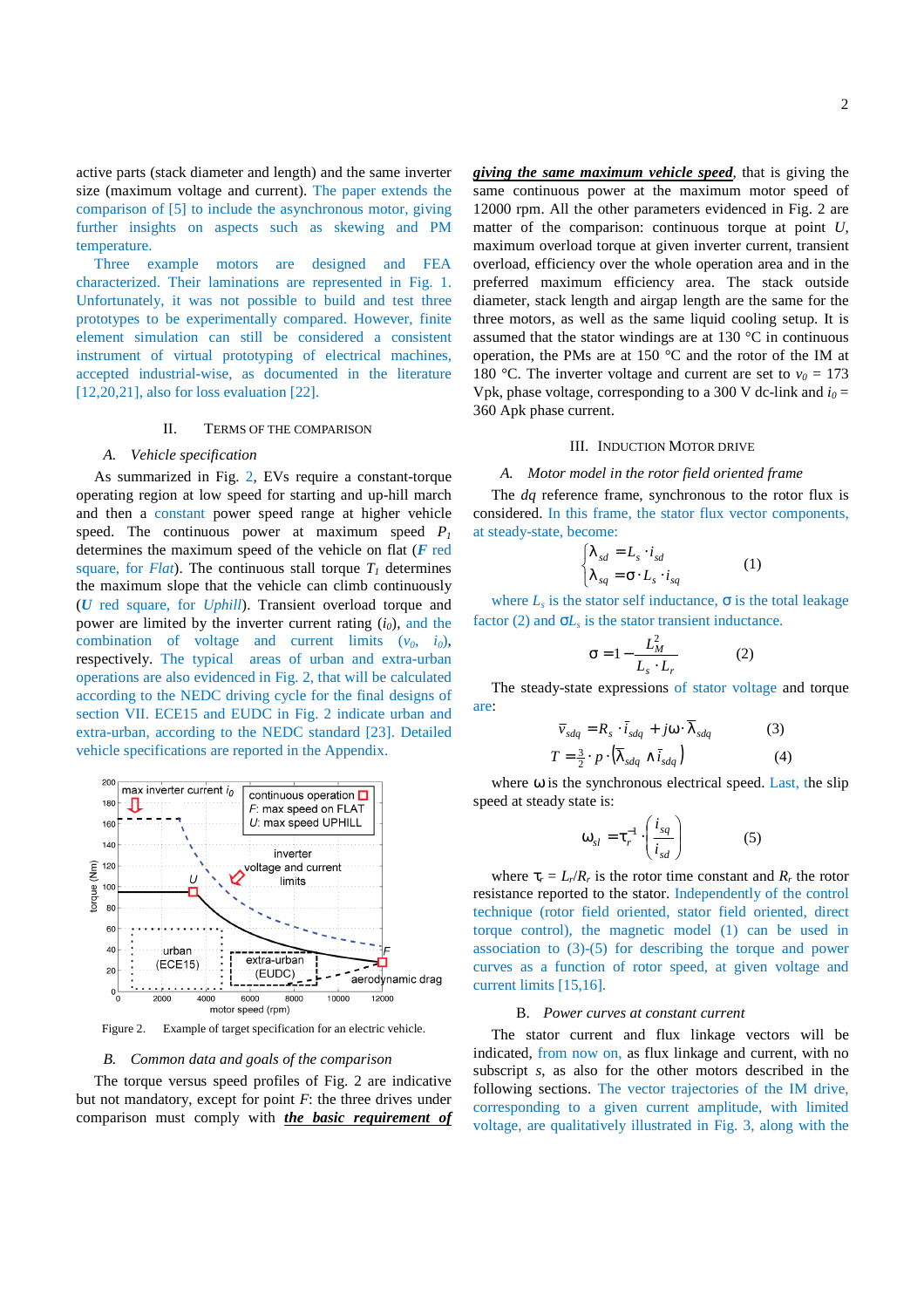active parts (stack diameter and length) and the same inverter size (maximum voltage and current). The paper extends the comparison of [5] to include the asynchronous motor, giving further insights on aspects such as skewing and PM temperature.

Three example motors are designed and FEA characterized. Their laminations are represented in Fig. 1. Unfortunately, it was not possible to build and test three prototypes to be experimentally compared. However, finite element simulation can still be considered a consistent instrument of virtual prototyping of electrical machines, accepted industrial-wise, as documented in the literature [12,20,21], also for loss evaluation [22].

## II. Terms of the Comparison

### A. Vehicle specification

As summarized in Fig. 2, EVs require a constant-torque operating region at low speed for starting and up-hill march and then a constant power speed range at higher vehicle speed. The continuous power at maximum speed $P_1$ determines the maximum speed of the vehicle on flat (*F* red square, for *Flat*). The continuous stall torque $T_1$ determines the maximum slope that the vehicle can climb continuously (*U* red square, for *Uphill*). Transient overload torque and power are limited by the inverter current rating ($i_0$), and the combination of voltage and current limits ($v_0$, $i_0$), respectively. The typical areas of urban and extra-urban operations are also evidenced in Fig. 2, that will be calculated according to the NEDC driving cycle for the final designs of section VII. ECE15 and EUDC in Fig. 2 indicate urban and extra-urban, according to the NEDC standard [23]. Detailed vehicle specifications are reported in the Appendix.

Figure 2. Example of target specification for an electric vehicle.

### B. Common data and goals of the comparison

The torque versus speed profiles of Fig. 2 are indicative but not mandatory, except for point *F*: the three drives under comparison must comply with ***the basic requirement of giving the same maximum vehicle speed***, that is giving the same continuous power at the maximum motor speed of 12000 rpm. All the other parameters evidenced in Fig. 2 are matter of the comparison: continuous torque at point *U*, maximum overload torque at given inverter current, transient overload, efficiency over the whole operation area and in the preferred maximum efficiency area. The stack outside diameter, stack length and airgap length are the same for the three motors, as well as the same liquid cooling setup. It is assumed that the stator windings are at 130 °C in continuous operation, the PMs are at 150 °C and the rotor of the IM at 180 °C. The inverter voltage and current are set to $v_0$ = 173 Vpk, phase voltage, corresponding to a 300 V dc-link and $i_0$ = 360 Apk phase current.

## III. Induction Motor Drive

### A. Motor model in the rotor field oriented frame

The *dq* reference frame, synchronous to the rotor flux is considered. In this frame, the stator flux vector components, at steady-state, become:

$$\begin{cases} \lambda_{sd} = L_s \cdot i_{sd} \\ \lambda_{sq} = \sigma \cdot L_s \cdot i_{sq} \end{cases} \tag{1}$$

where $L_s$ is the stator self inductance, $\sigma$ is the total leakage factor (2) and $\sigma L_s$ is the stator transient inductance.

$$\sigma = 1 - \frac{L_M^2}{L_s \cdot L_r} \tag{2}$$

The steady-state expressions of stator voltage and torque are:

$$\bar{v}_{sdq} = R_s \cdot \bar{i}_{sdq} + j\omega \cdot \bar{\lambda}_{sdq} \tag{3}$$

$$T = \tfrac{3}{2} \cdot p \cdot \left(\bar{\lambda}_{sdq} \wedge \bar{i}_{sdq}\right) \tag{4}$$

where $\omega$ is the synchronous electrical speed. Last, the slip speed at steady state is:

$$\omega_{sl} = \tau_r^{-1} \cdot \left(\frac{i_{sq}}{i_{sd}}\right) \tag{5}$$

where $\tau_r = L_r/R_r$ is the rotor time constant and $R_r$ the rotor resistance reported to the stator. Independently of the control technique (rotor field oriented, stator field oriented, direct torque control), the magnetic model (1) can be used in association to (3)-(5) for describing the torque and power curves as a function of rotor speed, at given voltage and current limits [15,16].

### B. Power curves at constant current

The stator current and flux linkage vectors will be indicated, from now on, as flux linkage and current, with no subscript *s*, as also for the other motors described in the following sections. The vector trajectories of the IM drive, corresponding to a given current amplitude, with limited voltage, are qualitatively illustrated in Fig. 3, along with the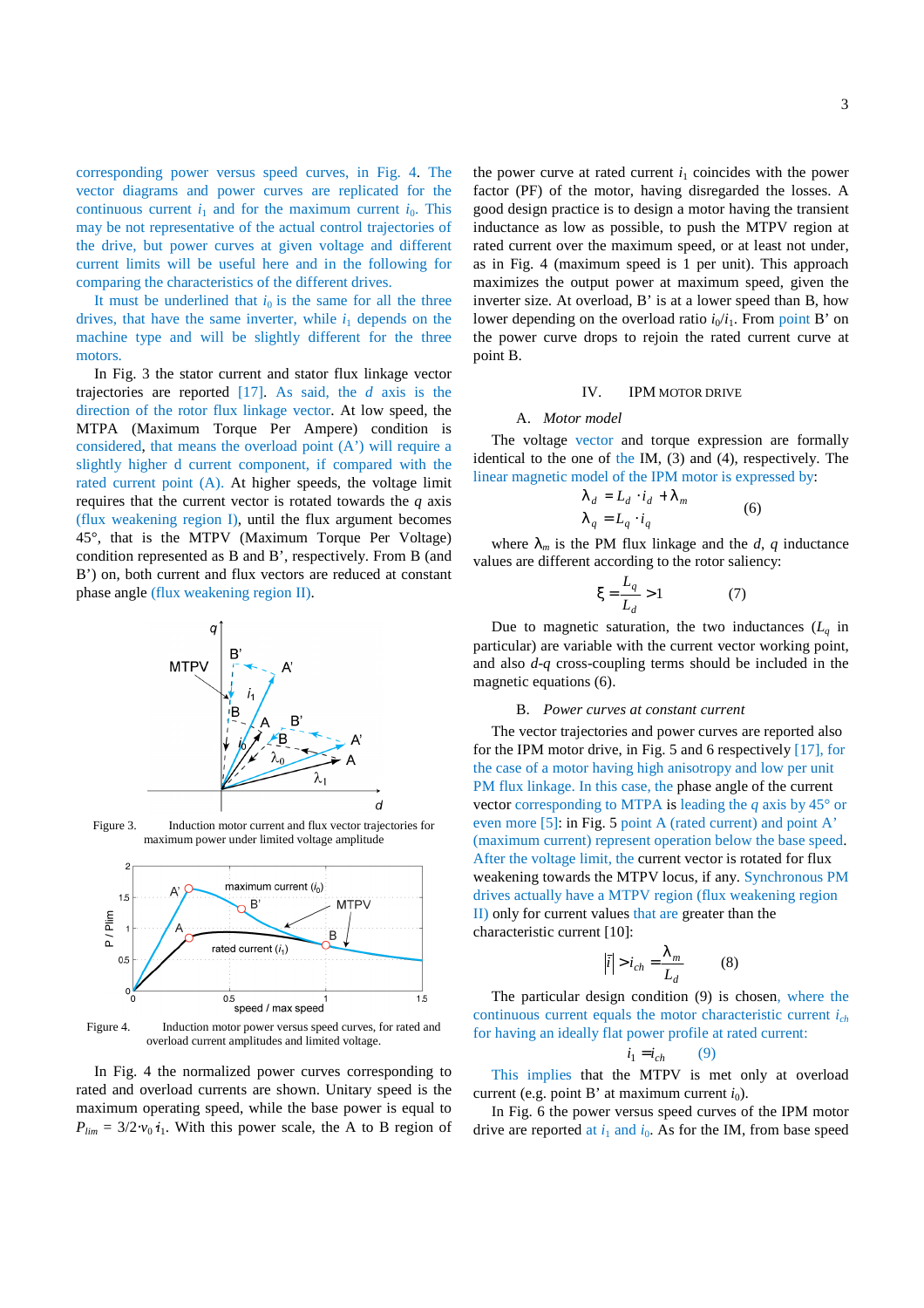corresponding power versus speed curves, in Fig. 4. The vector diagrams and power curves are replicated for the continuous current $i_1$ and for the maximum current $i_0$. This may be not representative of the actual control trajectories of the drive, but power curves at given voltage and different current limits will be useful here and in the following for comparing the characteristics of the different drives.

It must be underlined that $i_0$ is the same for all the three drives, that have the same inverter, while $i_1$ depends on the machine type and will be slightly different for the three motors.

In Fig. 3 the stator current and stator flux linkage vector trajectories are reported [17]. As said, the $d$ axis is the direction of the rotor flux linkage vector. At low speed, the MTPA (Maximum Torque Per Ampere) condition is considered, that means the overload point (A') will require a slightly higher d current component, if compared with the rated current point (A). At higher speeds, the voltage limit requires that the current vector is rotated towards the $q$ axis (flux weakening region I), until the flux argument becomes 45°, that is the MTPV (Maximum Torque Per Voltage) condition represented as B and B', respectively. From B (and B') on, both current and flux vectors are reduced at constant phase angle (flux weakening region II).

Figure 3. Induction motor current and flux vector trajectories for maximum power under limited voltage amplitude

Figure 4. Induction motor power versus speed curves, for rated and overload current amplitudes and limited voltage.

In Fig. 4 the normalized power curves corresponding to rated and overload currents are shown. Unitary speed is the maximum operating speed, while the base power is equal to $P_{lim}$ = 3/2·$v_0$·$i_1$. With this power scale, the A to B region of the power curve at rated current $i_1$ coincides with the power factor (PF) of the motor, having disregarded the losses. A good design practice is to design a motor having the transient inductance as low as possible, to push the MTPV region at rated current over the maximum speed, or at least not under, as in Fig. 4 (maximum speed is 1 per unit). This approach maximizes the output power at maximum speed, given the inverter size. At overload, B' is at a lower speed than B, how lower depending on the overload ratio $i_0/i_1$. From point B' on the power curve drops to rejoin the rated current curve at point B.

## IV. IPM MOTOR DRIVE

### A. Motor model

The voltage vector and torque expression are formally identical to the one of the IM, (3) and (4), respectively. The linear magnetic model of the IPM motor is expressed by:

$$\lambda_d = L_d \cdot i_d + \lambda_m$$
$$\lambda_q = L_q \cdot i_q \qquad (6)$$

where $\lambda_m$ is the PM flux linkage and the $d$, $q$ inductance values are different according to the rotor saliency:

$$\xi = \frac{L_q}{L_d} > 1 \qquad (7)$$

Due to magnetic saturation, the two inductances ($L_q$ in particular) are variable with the current vector working point, and also $d$-$q$ cross-coupling terms should be included in the magnetic equations (6).

### B. Power curves at constant current

The vector trajectories and power curves are reported also for the IPM motor drive, in Fig. 5 and 6 respectively [17], for the case of a motor having high anisotropy and low per unit PM flux linkage. In this case, the phase angle of the current vector corresponding to MTPA is leading the $q$ axis by 45° or even more [5]: in Fig. 5 point A (rated current) and point A' (maximum current) represent operation below the base speed. After the voltage limit, the current vector is rotated for flux weakening towards the MTPV locus, if any. Synchronous PM drives actually have a MTPV region (flux weakening region II) only for current values that are greater than the characteristic current [10]:

$$|\bar{i}| > i_{ch} = \frac{\lambda_m}{L_d} \qquad (8)$$

The particular design condition (9) is chosen, where the continuous current equals the motor characteristic current $i_{ch}$ for having an ideally flat power profile at rated current:

$$i_1 = i_{ch} \qquad (9)$$

This implies that the MTPV is met only at overload current (e.g. point B' at maximum current $i_0$).

In Fig. 6 the power versus speed curves of the IPM motor drive are reported at $i_1$ and $i_0$. As for the IM, from base speed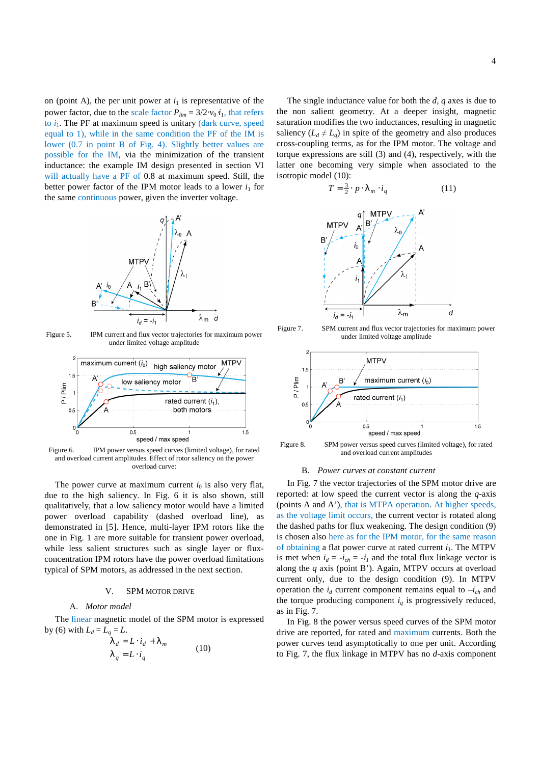on (point A), the per unit power at $i_1$ is representative of the power factor, due to the scale factor $P_{lim} = 3/2 \cdot v_0 \cdot i_1$, that refers to $i_1$. The PF at maximum speed is unitary (dark curve, speed equal to 1), while in the same condition the PF of the IM is lower (0.7 in point B of Fig. 4). Slightly better values are possible for the IM, via the minimization of the transient inductance: the example IM design presented in section VI will actually have a PF of 0.8 at maximum speed. Still, the better power factor of the IPM motor leads to a lower $i_1$ for the same continuous power, given the inverter voltage.

Figure 5. IPM current and flux vector trajectories for maximum power under limited voltage amplitude

Figure 6. IPM power versus speed curves (limited voltage), for rated and overload current amplitudes. Effect of rotor saliency on the power overload curve:

The power curve at maximum current $i_0$ is also very flat, due to the high saliency. In Fig. 6 it is also shown, still qualitatively, that a low saliency motor would have a limited power overload capability (dashed overload line), as demonstrated in [5]. Hence, multi-layer IPM rotors like the one in Fig. 1 are more suitable for transient power overload, while less salient structures such as single layer or flux-concentration IPM rotors have the power overload limitations typical of SPM motors, as addressed in the next section.

## V. SPM MOTOR DRIVE

### A. *Motor model*

The linear magnetic model of the SPM motor is expressed by (6) with $L_d = L_q = L$.

$$\lambda_d = L \cdot i_d + \lambda_m \qquad\qquad \lambda_q = L \cdot i_q \tag{10}$$

The single inductance value for both the $d$, $q$ axes is due to the non salient geometry. At a deeper insight, magnetic saturation modifies the two inductances, resulting in magnetic saliency ($L_d \neq L_q$) in spite of the geometry and also produces cross-coupling terms, as for the IPM motor. The voltage and torque expressions are still (3) and (4), respectively, with the latter one becoming very simple when associated to the isotropic model (10):

$$T = \frac{3}{2} \cdot p \cdot \lambda_m \cdot i_q \tag{11}$$

Figure 7. SPM current and flux vector trajectories for maximum power under limited voltage amplitude

Figure 8. SPM power versus speed curves (limited voltage), for rated and overload current amplitudes

### B. *Power curves at constant current*

In Fig. 7 the vector trajectories of the SPM motor drive are reported: at low speed the current vector is along the $q$-axis (points A and A'), that is MTPA operation. At higher speeds, as the voltage limit occurs, the current vector is rotated along the dashed paths for flux weakening. The design condition (9) is chosen also here as for the IPM motor, for the same reason of obtaining a flat power curve at rated current $i_1$. The MTPV is met when $i_d = -i_{ch} = -i_1$ and the total flux linkage vector is along the $q$ axis (point B'). Again, MTPV occurs at overload current only, due to the design condition (9). In MTPV operation the $i_d$ current component remains equal to $-i_{ch}$ and the torque producing component $i_q$ is progressively reduced, as in Fig. 7.

In Fig. 8 the power versus speed curves of the SPM motor drive are reported, for rated and maximum currents. Both the power curves tend asymptotically to one per unit. According to Fig. 7, the flux linkage in MTPV has no $d$-axis component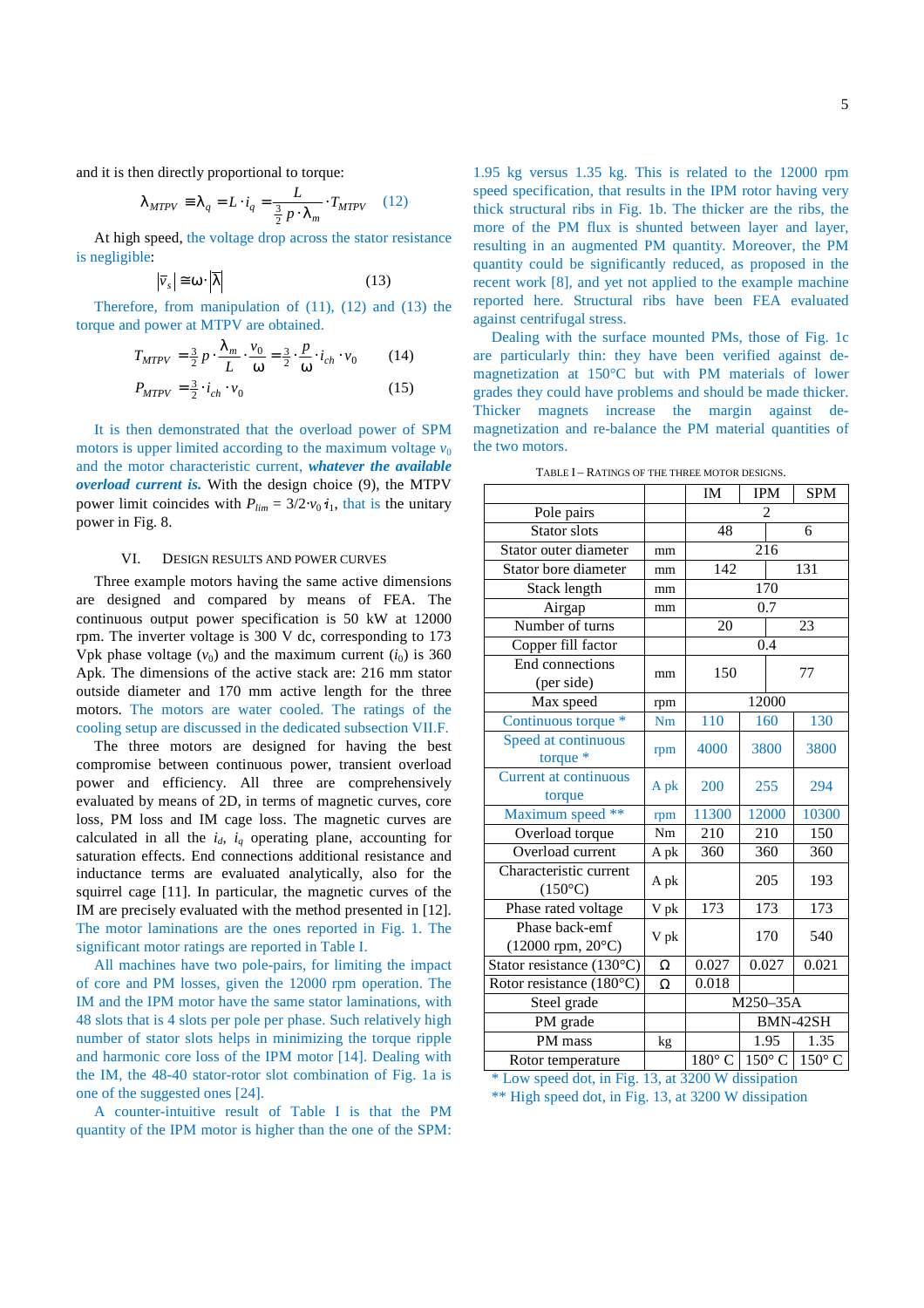and it is then directly proportional to torque:

$$\lambda_{MTPV} \equiv \lambda_q = L \cdot i_q = \frac{L}{\frac{3}{2} p \cdot \lambda_m} \cdot T_{MTPV} \quad (12)$$

At high speed, the voltage drop across the stator resistance is negligible:

$$|\bar{v}_s| \cong \omega \cdot |\bar{\lambda}| \quad (13)$$

Therefore, from manipulation of (11), (12) and (13) the torque and power at MTPV are obtained.

$$T_{MTPV} = \frac{3}{2} p \cdot \frac{\lambda_m}{L} \cdot \frac{v_0}{\omega} = \frac{3}{2} \cdot \frac{p}{\omega} \cdot i_{ch} \cdot v_0 \quad (14)$$

$$P_{MTPV} = \frac{3}{2} \cdot i_{ch} \cdot v_0 \quad (15)$$

It is then demonstrated that the overload power of SPM motors is upper limited according to the maximum voltage $v_0$ and the motor characteristic current, ***whatever the available overload current is.*** With the design choice (9), the MTPV power limit coincides with $P_{lim} = 3/2 \cdot v_0 \cdot i_1$, that is the unitary power in Fig. 8.

## VI. Design Results and Power Curves

Three example motors having the same active dimensions are designed and compared by means of FEA. The continuous output power specification is 50 kW at 12000 rpm. The inverter voltage is 300 V dc, corresponding to 173 Vpk phase voltage ($v_0$) and the maximum current ($i_0$) is 360 Apk. The dimensions of the active stack are: 216 mm stator outside diameter and 170 mm active length for the three motors. The motors are water cooled. The ratings of the cooling setup are discussed in the dedicated subsection VII.F.

The three motors are designed for having the best compromise between continuous power, transient overload power and efficiency. All three are comprehensively evaluated by means of 2D, in terms of magnetic curves, core loss, PM loss and IM cage loss. The magnetic curves are calculated in all the $i_d$, $i_q$ operating plane, accounting for saturation effects. End connections additional resistance and inductance terms are evaluated analytically, also for the squirrel cage [11]. In particular, the magnetic curves of the IM are precisely evaluated with the method presented in [12]. The motor laminations are the ones reported in Fig. 1. The significant motor ratings are reported in Table I.

All machines have two pole-pairs, for limiting the impact of core and PM losses, given the 12000 rpm operation. The IM and the IPM motor have the same stator laminations, with 48 slots that is 4 slots per pole per phase. Such relatively high number of stator slots helps in minimizing the torque ripple and harmonic core loss of the IPM motor [14]. Dealing with the IM, the 48-40 stator-rotor slot combination of Fig. 1a is one of the suggested ones [24].

A counter-intuitive result of Table I is that the PM quantity of the IPM motor is higher than the one of the SPM: 1.95 kg versus 1.35 kg. This is related to the 12000 rpm speed specification, that results in the IPM rotor having very thick structural ribs in Fig. 1b. The thicker are the ribs, the more of the PM flux is shunted between layer and layer, resulting in an augmented PM quantity. Moreover, the PM quantity could be significantly reduced, as proposed in the recent work [8], and yet not applied to the example machine reported here. Structural ribs have been FEA evaluated against centrifugal stress.

Dealing with the surface mounted PMs, those of Fig. 1c are particularly thin: they have been verified against de-magnetization at 150°C but with PM materials of lower grades they could have problems and should be made thicker. Thicker magnets increase the margin against de-magnetization and re-balance the PM material quantities of the two motors.

Table I – Ratings of the Three Motor Designs.

| | | IM | IPM | SPM |
|---|---|---|---|---|
| Pole pairs | | 2 | | |
| Stator slots | | 48 | | 6 |
| Stator outer diameter | mm | 216 | | |
| Stator bore diameter | mm | 142 | | 131 |
| Stack length | mm | 170 | | |
| Airgap | mm | 0.7 | | |
| Number of turns | | 20 | | 23 |
| Copper fill factor | | 0.4 | | |
| End connections (per side) | mm | 150 | | 77 |
| Max speed | rpm | 12000 | | |
| Continuous torque * | Nm | 110 | 160 | 130 |
| Speed at continuous torque * | rpm | 4000 | 3800 | 3800 |
| Current at continuous torque | A pk | 200 | 255 | 294 |
| Maximum speed ** | rpm | 11300 | 12000 | 10300 |
| Overload torque | Nm | 210 | 210 | 150 |
| Overload current | A pk | 360 | 360 | 360 |
| Characteristic current (150°C) | A pk | | 205 | 193 |
| Phase rated voltage | V pk | 173 | 173 | 173 |
| Phase back-emf (12000 rpm, 20°C) | V pk | | 170 | 540 |
| Stator resistance (130°C) | Ω | 0.027 | 0.027 | 0.021 |
| Rotor resistance (180°C) | Ω | 0.018 | | |
| Steel grade | | M250–35A | | |
| PM grade | | | BMN-42SH | |
| PM mass | kg | | 1.95 | 1.35 |
| Rotor temperature | | 180° C | 150° C | 150° C |

\* Low speed dot, in Fig. 13, at 3200 W dissipation
\*\* High speed dot, in Fig. 13, at 3200 W dissipation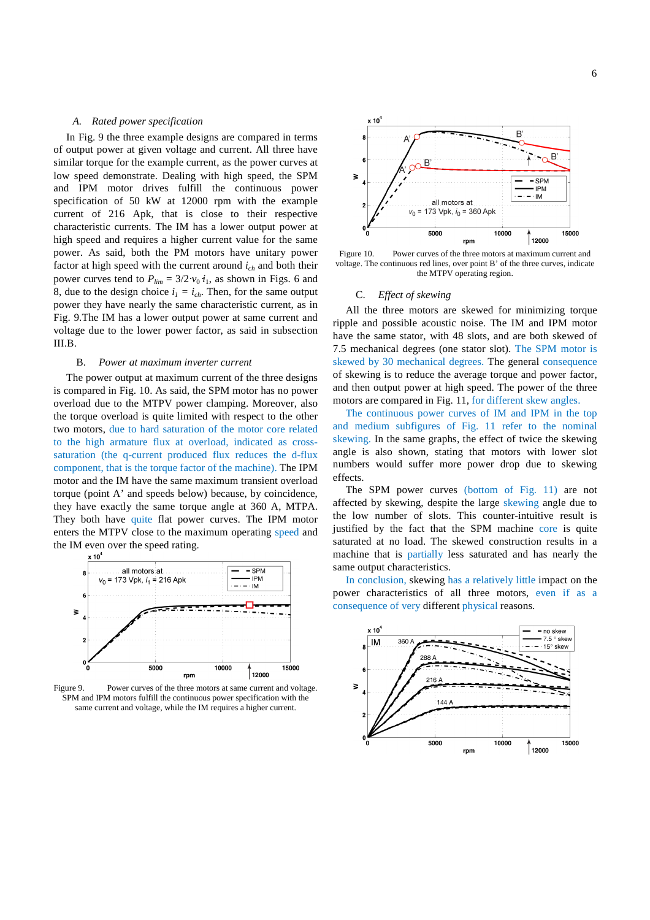### A. Rated power specification

In Fig. 9 the three example designs are compared in terms of output power at given voltage and current. All three have similar torque for the example current, as the power curves at low speed demonstrate. Dealing with high speed, the SPM and IPM motor drives fulfill the continuous power specification of 50 kW at 12000 rpm with the example current of 216 Apk, that is close to their respective characteristic currents. The IM has a lower output power at high speed and requires a higher current value for the same power. As said, both the PM motors have unitary power factor at high speed with the current around $i_{ch}$ and both their power curves tend to $P_{lim} = 3/2 \cdot v_0\, i_1$, as shown in Figs. 6 and 8, due to the design choice $i_1 = i_{ch}$. Then, for the same output power they have nearly the same characteristic current, as in Fig. 9.The IM has a lower output power at same current and voltage due to the lower power factor, as said in subsection III.B.

### B. Power at maximum inverter current

The power output at maximum current of the three designs is compared in Fig. 10. As said, the SPM motor has no power overload due to the MTPV power clamping. Moreover, also the torque overload is quite limited with respect to the other two motors, due to hard saturation of the motor core related to the high armature flux at overload, indicated as cross-saturation (the q-current produced flux reduces the d-flux component, that is the torque factor of the machine). The IPM motor and the IM have the same maximum transient overload torque (point A' and speeds below) because, by coincidence, they have exactly the same torque angle at 360 A, MTPA. They both have quite flat power curves. The IPM motor enters the MTPV close to the maximum operating speed and the IM even over the speed rating.

Figure 9. Power curves of the three motors at same current and voltage. SPM and IPM motors fulfill the continuous power specification with the same current and voltage, while the IM requires a higher current.

Figure 10. Power curves of the three motors at maximum current and voltage. The continuous red lines, over point B' of the three curves, indicate the MTPV operating region.

### C. Effect of skewing

All the three motors are skewed for minimizing torque ripple and possible acoustic noise. The IM and IPM motor have the same stator, with 48 slots, and are both skewed of 7.5 mechanical degrees (one stator slot). The SPM motor is skewed by 30 mechanical degrees. The general consequence of skewing is to reduce the average torque and power factor, and then output power at high speed. The power of the three motors are compared in Fig. 11, for different skew angles.

The continuous power curves of IM and IPM in the top and medium subfigures of Fig. 11 refer to the nominal skewing. In the same graphs, the effect of twice the skewing angle is also shown, stating that motors with lower slot numbers would suffer more power drop due to skewing effects.

The SPM power curves (bottom of Fig. 11) are not affected by skewing, despite the large skewing angle due to the low number of slots. This counter-intuitive result is justified by the fact that the SPM machine core is quite saturated at no load. The skewed construction results in a machine that is partially less saturated and has nearly the same output characteristics.

In conclusion, skewing has a relatively little impact on the power characteristics of all three motors, even if as a consequence of very different physical reasons.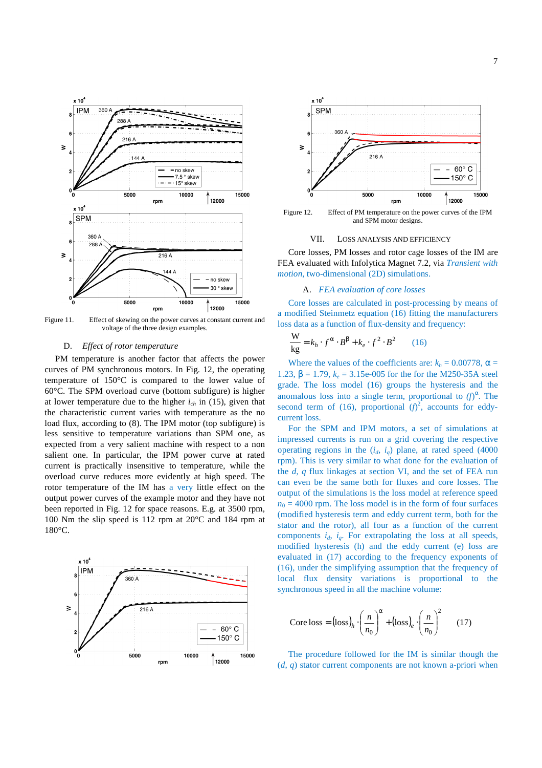Figure 11. Effect of skewing on the power curves at constant current and voltage of the three design examples.

### D. *Effect of rotor temperature*

PM temperature is another factor that affects the power curves of PM synchronous motors. In Fig. 12, the operating temperature of 150°C is compared to the lower value of 60°C. The SPM overload curve (bottom subfigure) is higher at lower temperature due to the higher $i_{ch}$ in (15), given that the characteristic current varies with temperature as the no load flux, according to (8). The IPM motor (top subfigure) is less sensitive to temperature variations than SPM one, as expected from a very salient machine with respect to a non salient one. In particular, the IPM power curve at rated current is practically insensitive to temperature, while the overload curve reduces more evidently at high speed. The rotor temperature of the IM has a very little effect on the output power curves of the example motor and they have not been reported in Fig. 12 for space reasons. E.g. at 3500 rpm, 100 Nm the slip speed is 112 rpm at 20°C and 184 rpm at 180°C.

Figure 12. Effect of PM temperature on the power curves of the IPM and SPM motor designs.

## VII. LOSS ANALYSIS AND EFFICIENCY

Core losses, PM losses and rotor cage losses of the IM are FEA evaluated with Infolytica Magnet 7.2, via *Transient with motion*, two-dimensional (2D) simulations.

### A. *FEA evaluation of core losses*

Core losses are calculated in post-processing by means of a modified Steinmetz equation (16) fitting the manufacturers loss data as a function of flux-density and frequency:

$$\frac{\text{W}}{\text{kg}} = k_h \cdot f^{\alpha} \cdot B^{\beta} + k_e \cdot f^2 \cdot B^2 \qquad (16)$$

Where the values of the coefficients are: $k_h$ = 0.00778, $\alpha$ = 1.23, $\beta$ = 1.79, $k_e$ = 3.15e-005 for the for the M250-35A steel grade. The loss model (16) groups the hysteresis and the anomalous loss into a single term, proportional to $(f)^{\alpha}$. The second term of (16), proportional $(f)^2$, accounts for eddy-current loss.

For the SPM and IPM motors, a set of simulations at impressed currents is run on a grid covering the respective operating regions in the ($i_d$, $i_q$) plane, at rated speed (4000 rpm). This is very similar to what done for the evaluation of the *d*, *q* flux linkages at section VI, and the set of FEA run can even be the same both for fluxes and core losses. The output of the simulations is the loss model at reference speed $n_0$ = 4000 rpm. The loss model is in the form of four surfaces (modified hysteresis term and eddy current term, both for the stator and the rotor), all four as a function of the current components $i_d$, $i_q$. For extrapolating the loss at all speeds, modified hysteresis (h) and the eddy current (e) loss are evaluated in (17) according to the frequency exponents of (16), under the simplifying assumption that the frequency of local flux density variations is proportional to the synchronous speed in all the machine volume:

$$\text{Core loss} = (\text{loss})_h \cdot \left(\frac{n}{n_0}\right)^{\alpha} + (\text{loss})_e \cdot \left(\frac{n}{n_0}\right)^2 \qquad (17)$$

The procedure followed for the IM is similar though the ($d$, $q$) stator current components are not known a-priori when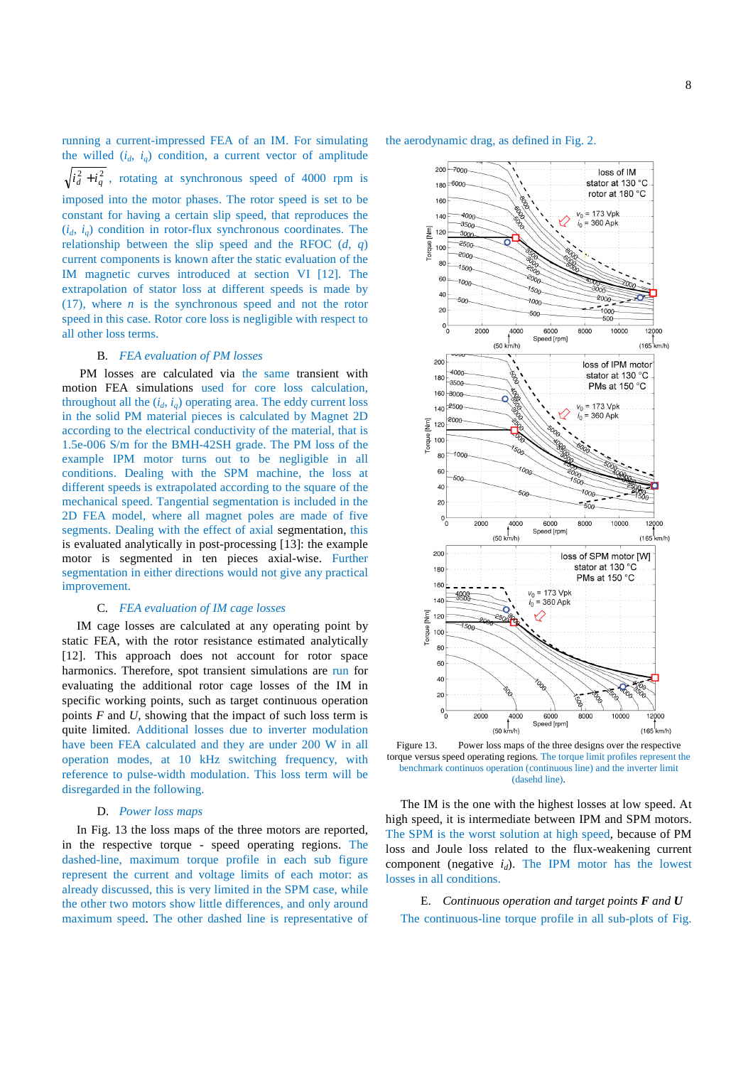running a current-impressed FEA of an IM. For simulating the willed ($i_d$, $i_q$) condition, a current vector of amplitude $\sqrt{i_d^2 + i_q^2}$, rotating at synchronous speed of 4000 rpm is imposed into the motor phases. The rotor speed is set to be constant for having a certain slip speed, that reproduces the ($i_d$, $i_q$) condition in rotor-flux synchronous coordinates. The relationship between the slip speed and the RFOC ($d$, $q$) current components is known after the static evaluation of the IM magnetic curves introduced at section VI [12]. The extrapolation of stator loss at different speeds is made by (17), where $n$ is the synchronous speed and not the rotor speed in this case. Rotor core loss is negligible with respect to all other loss terms.

### B. *FEA evaluation of PM losses*

PM losses are calculated via the same transient with motion FEA simulations used for core loss calculation, throughout all the ($i_d$, $i_q$) operating area. The eddy current loss in the solid PM material pieces is calculated by Magnet 2D according to the electrical conductivity of the material, that is 1.5e-006 S/m for the BMH-42SH grade. The PM loss of the example IPM motor turns out to be negligible in all conditions. Dealing with the SPM machine, the loss at different speeds is extrapolated according to the square of the mechanical speed. Tangential segmentation is included in the 2D FEA model, where all magnet poles are made of five segments. Dealing with the effect of axial segmentation, this is evaluated analytically in post-processing [13]: the example motor is segmented in ten pieces axial-wise. Further segmentation in either directions would not give any practical improvement.

### C. *FEA evaluation of IM cage losses*

IM cage losses are calculated at any operating point by static FEA, with the rotor resistance estimated analytically [12]. This approach does not account for rotor space harmonics. Therefore, spot transient simulations are run for evaluating the additional rotor cage losses of the IM in specific working points, such as target continuous operation points $F$ and $U$, showing that the impact of such loss term is quite limited. Additional losses due to inverter modulation have been FEA calculated and they are under 200 W in all operation modes, at 10 kHz switching frequency, with reference to pulse-width modulation. This loss term will be disregarded in the following.

### D. *Power loss maps*

In Fig. 13 the loss maps of the three motors are reported, in the respective torque - speed operating regions. The dashed-line, maximum torque profile in each sub figure represent the current and voltage limits of each motor: as already discussed, this is very limited in the SPM case, while the other two motors show little differences, and only around maximum speed. The other dashed line is representative of the aerodynamic drag, as defined in Fig. 2.

Figure 13. Power loss maps of the three designs over the respective torque versus speed operating regions. The torque limit profiles represent the benchmark continous operation (continuous line) and the inverter limit (dasehd line).

The IM is the one with the highest losses at low speed. At high speed, it is intermediate between IPM and SPM motors. The SPM is the worst solution at high speed, because of PM loss and Joule loss related to the flux-weakening current component (negative $i_d$). The IPM motor has the lowest losses in all conditions.

### E. *Continuous operation and target points **F** and **U***

The continuous-line torque profile in all sub-plots of Fig.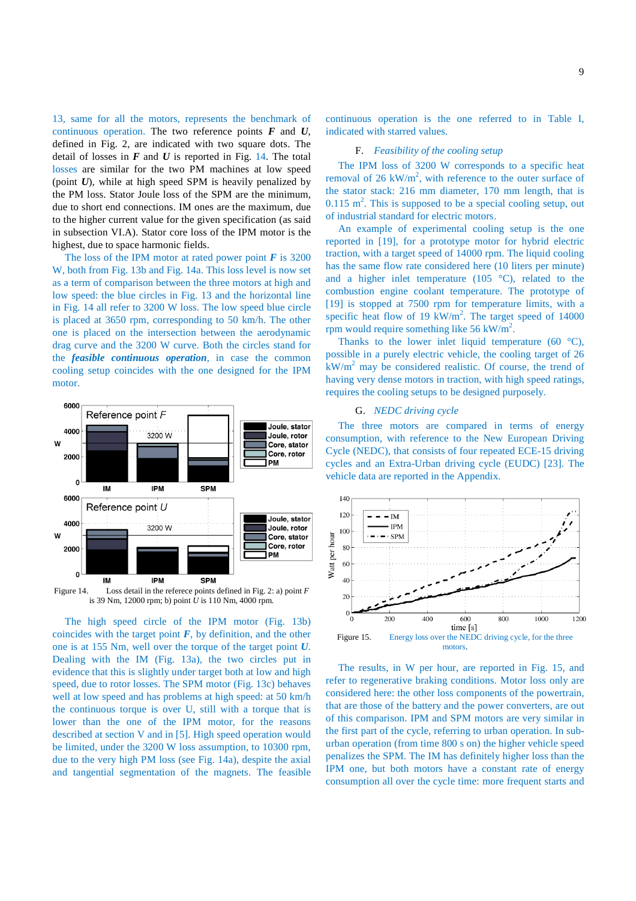13, same for all the motors, represents the benchmark of continuous operation. The two reference points $\boldsymbol{F}$ and $\boldsymbol{U}$, defined in Fig. 2, are indicated with two square dots. The detail of losses in $\boldsymbol{F}$ and $\boldsymbol{U}$ is reported in Fig. 14. The total losses are similar for the two PM machines at low speed (point $\boldsymbol{U}$), while at high speed SPM is heavily penalized by the PM loss. Stator Joule loss of the SPM are the minimum, due to short end connections. IM ones are the maximum, due to the higher current value for the given specification (as said in subsection VI.A). Stator core loss of the IPM motor is the highest, due to space harmonic fields.

The loss of the IPM motor at rated power point $\boldsymbol{F}$ is 3200 W, both from Fig. 13b and Fig. 14a. This loss level is now set as a term of comparison between the three motors at high and low speed: the blue circles in Fig. 13 and the horizontal line in Fig. 14 all refer to 3200 W loss. The low speed blue circle is placed at 3650 rpm, corresponding to 50 km/h. The other one is placed on the intersection between the aerodynamic drag curve and the 3200 W curve. Both the circles stand for the ***feasible continuous operation***, in case the common cooling setup coincides with the one designed for the IPM motor.

Figure 14. Loss detail in the refecence points defined in Fig. 2: a) point $F$ is 39 Nm, 12000 rpm; b) point $U$ is 110 Nm, 4000 rpm.

The high speed circle of the IPM motor (Fig. 13b) coincides with the target point $\boldsymbol{F}$, by definition, and the other one is at 155 Nm, well over the torque of the target point $\boldsymbol{U}$. Dealing with the IM (Fig. 13a), the two circles put in evidence that this is slightly under target both at low and high speed, due to rotor losses. The SPM motor (Fig. 13c) behaves well at low speed and has problems at high speed: at 50 km/h the continuous torque is over U, still with a torque that is lower than the one of the IPM motor, for the reasons described at section V and in [5]. High speed operation would be limited, under the 3200 W loss assumption, to 10300 rpm, due to the very high PM loss (see Fig. 14a), despite the axial and tangential segmentation of the magnets. The feasible continuous operation is the one referred to in Table I, indicated with starred values.

### F. *Feasibility of the cooling setup*

The IPM loss of 3200 W corresponds to a specific heat removal of 26 kW/m$^2$, with reference to the outer surface of the stator stack: 216 mm diameter, 170 mm length, that is 0.115 m$^2$. This is supposed to be a special cooling setup, out of industrial standard for electric motors.

An example of experimental cooling setup is the one reported in [19], for a prototype motor for hybrid electric traction, with a target speed of 14000 rpm. The liquid cooling has the same flow rate considered here (10 liters per minute) and a higher inlet temperature (105 °C), related to the combustion engine coolant temperature. The prototype of [19] is stopped at 7500 rpm for temperature limits, with a specific heat flow of 19 kW/m$^2$. The target speed of 14000 rpm would require something like 56 kW/m$^2$.

Thanks to the lower inlet liquid temperature (60 °C), possible in a purely electric vehicle, the cooling target of 26 kW/m$^2$ may be considered realistic. Of course, the trend of having very dense motors in traction, with high speed ratings, requires the cooling setups to be designed purposely.

### G. *NEDC driving cycle*

The three motors are compared in terms of energy consumption, with reference to the New European Driving Cycle (NEDC), that consists of four repeated ECE-15 driving cycles and an Extra-Urban driving cycle (EUDC) [23]. The vehicle data are reported in the Appendix.

Figure 15. Energy loss over the NEDC driving cycle, for the three motors.

The results, in W per hour, are reported in Fig. 15, and refer to regenerative braking conditions. Motor loss only are considered here: the other loss components of the powertrain, that are those of the battery and the power converters, are out of this comparison. IPM and SPM motors are very similar in the first part of the cycle, referring to urban operation. In sub-urban operation (from time 800 s on) the higher vehicle speed penalizes the SPM. The IM has definitely higher loss than the IPM one, but both motors have a constant rate of energy consumption all over the cycle time: more frequent starts and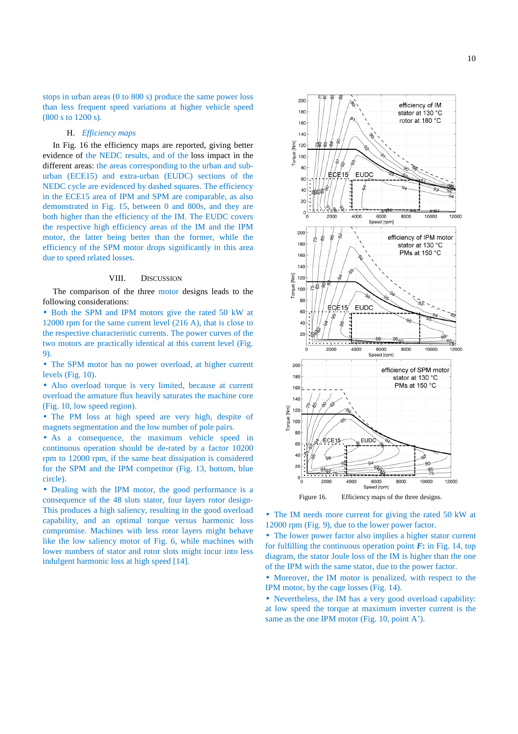stops in urban areas (0 to 800 s) produce the same power loss than less frequent speed variations at higher vehicle speed (800 s to 1200 s).

### H. *Efficiency maps*

In Fig. 16 the efficiency maps are reported, giving better evidence of the NEDC results, and of the loss impact in the different areas: the areas corresponding to the urban and sub-urban (ECE15) and extra-urban (EUDC) sections of the NEDC cycle are evidenced by dashed squares. The efficiency in the ECE15 area of IPM and SPM are comparable, as also demonstrated in Fig. 15, between 0 and 800s, and they are both higher than the efficiency of the IM. The EUDC covers the respective high efficiency areas of the IM and the IPM motor, the latter being better than the former, while the efficiency of the SPM motor drops significantly in this area due to speed related losses.

## VIII. Discussion

The comparison of the three motor designs leads to the following considerations:

- Both the SPM and IPM motors give the rated 50 kW at 12000 rpm for the same current level (216 A), that is close to the respective characteristic currents. The power curves of the two motors are practically identical at this current level (Fig. 9).
- The SPM motor has no power overload, at higher current levels (Fig. 10).
- Also overload torque is very limited, because at current overload the armature flux heavily saturates the machine core (Fig. 10, low speed region).
- The PM loss at high speed are very high, despite of magnets segmentation and the low number of pole pairs.
- As a consequence, the maximum vehicle speed in continuous operation should be de-rated by a factor 10200 rpm to 12000 rpm, if the same heat dissipation is considered for the SPM and the IPM competitor (Fig. 13, bottom, blue circle).
- Dealing with the IPM motor, the good performance is a consequence of the 48 slots stator, four layers rotor design- This produces a high saliency, resulting in the good overload capability, and an optimal torque versus harmonic loss compromise. Machines with less rotor layers might behave like the low saliency motor of Fig. 6, while machines with lower numbers of stator and rotor slots might incur into less indulgent harmonic loss at high speed [14].

Figure 16. Efficiency maps of the three designs.

- The IM needs more current for giving the rated 50 kW at 12000 rpm (Fig. 9), due to the lower power factor.
- The lower power factor also implies a higher stator current for fulfilling the continuous operation point ***F***: in Fig. 14, top diagram, the stator Joule loss of the IM is higher than the one of the IPM with the same stator, due to the power factor.
- Moreover, the IM motor is penalized, with respect to the IPM motor, by the cage losses (Fig. 14).
- Nevertheless, the IM has a very good overload capability: at low speed the torque at maximum inverter current is the same as the one IPM motor (Fig. 10, point A').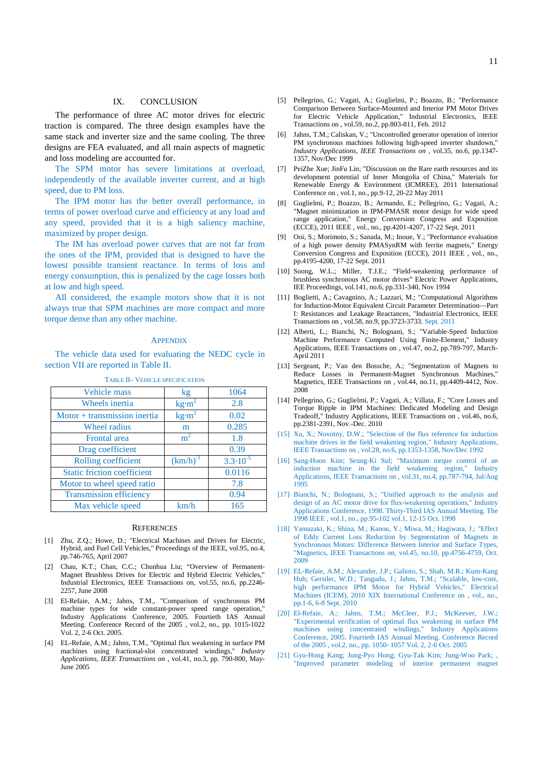## IX. CONCLUSION

The performance of three AC motor drives for electric traction is compared. The three design examples have the same stack and inverter size and the same cooling. The three designs are FEA evaluated, and all main aspects of magnetic and loss modeling are accounted for.

The SPM motor has severe limitations at overload, independently of the available inverter current, and at high speed, due to PM loss.

The IPM motor has the better overall performance, in terms of power overload curve and efficiency at any load and any speed, provided that it is a high saliency machine, maximized by proper design.

The IM has overload power curves that are not far from the ones of the IPM, provided that is designed to have the lowest possible transient reactance. In terms of loss and energy consumption, this is penalized by the cage losses both at low and high speed.

All considered, the example motors show that it is not always true that SPM machines are more compact and more torque dense than any other machine.

## APPENDIX

The vehicle data used for evaluating the NEDC cycle in section VII are reported in Table II.

TABLE II– VEHICLE SPECIFICATION

| | | |
|---|---|---|
| Vehicle mass | kg | 1064 |
| Wheels inertia | $kg{\cdot}m^2$ | 2.8 |
| Motor + transmission inertia | $kg{\cdot}m^2$ | 0.02 |
| Wheel radius | m | 0.285 |
| Frontal area | $m^2$ | 1.8 |
| Drag coefficient | | 0.39 |
| Rolling coefficient | $(km/h)^{-1}$ | $3.3{\cdot}10^{-5}$ |
| Static friction coefficient | | 0.0116 |
| Motor to wheel speed ratio | | 7.8 |
| Transmission efficiency | | 0.94 |
| Max vehicle speed | km/h | 165 |

## REFERENCES

[1] Zhu, Z.Q.; Howe, D.; "Electrical Machines and Drives for Electric, Hybrid, and Fuel Cell Vehicles," Proceedings of the IEEE, vol.95, no.4, pp.746-765, April 2007

[2] Chau, K.T.; Chan, C.C.; Chunhua Liu; "Overview of Permanent-Magnet Brushless Drives for Electric and Hybrid Electric Vehicles," Industrial Electronics, IEEE Transactions on, vol.55, no.6, pp.2246-2257, June 2008

[3] El-Refaie, A.M.; Jahns, T.M., "Comparison of synchronous PM machine types for wide constant-power speed range operation," Industry Applications Conference, 2005. Fourtieth IAS Annual Meeting. Conference Record of the 2005 , vol.2, no., pp. 1015-1022 Vol. 2, 2-6 Oct. 2005.

[4] EL-Refaie, A.M.; Jahns, T.M., "Optimal flux weakening in surface PM machines using fractional-slot concentrated windings," *Industry Applications, IEEE Transactions on* , vol.41, no.3, pp. 790-800, May-June 2005

[5] Pellegrino, G.; Vagati, A.; Guglielmi, P.; Boazzo, B.; "Performance Comparison Between Surface-Mounted and Interior PM Motor Drives for Electric Vehicle Application," Industrial Electronics, IEEE Transactions on , vol.59, no.2, pp.803-811, Feb. 2012

[6] Jahns, T.M.; Caliskan, V.; "Uncontrolled generator operation of interior PM synchronous machines following high-speed inverter shutdown," *Industry Applications, IEEE Transactions on* , vol.35, no.6, pp.1347-1357, Nov/Dec 1999

[7] PeiZhe Xue; JinFu Lin; "Discussion on the Rare earth resources and its development potential of Inner Mongolia of China," Materials for Renewable Energy & Environment (ICMREE), 2011 International Conference on , vol.1, no., pp.9-12, 20-22 May 2011

[8] Guglielmi, P.; Boazzo, B.; Armando, E.; Pellegrino, G.; Vagati, A.; "Magnet minimization in IPM-PMASR motor design for wide speed range application," Energy Conversion Congress and Exposition (ECCE), 2011 IEEE , vol., no., pp.4201-4207, 17-22 Sept. 2011

[9] Ooi, S.; Morimoto, S.; Sanada, M.; Inoue, Y.; "Performance evaluation of a high power density PMASynRM with ferrite magnets," Energy Conversion Congress and Exposition (ECCE), 2011 IEEE , vol., no., pp.4195-4200, 17-22 Sept. 2011

[10] Soong, W.L.; Miller, T.J.E.; "Field-weakening performance of brushless synchronous AC motor drives" Electric Power Applications, IEE Proceedings, vol.141, no.6, pp.331-340, Nov 1994

[11] Boglietti, A.; Cavagnino, A.; Lazzari, M.; "Computational Algorithms for Induction-Motor Equivalent Circuit Parameter Determination—Part I: Resistances and Leakage Reactances, "Industrial Electronics, IEEE Transactions on , vol.58, no.9, pp.3723-3733, Sept. 2011

[12] Alberti, L.; Bianchi, N.; Bolognani, S.; "Variable-Speed Induction Machine Performance Computed Using Finite-Element," Industry Applications, IEEE Transactions on , vol.47, no.2, pp.789-797, March-April 2011

[13] Sergeant, P.; Van den Bossche, A.; "Segmentation of Magnets to Reduce Losses in Permanent-Magnet Synchronous Machines," Magnetics, IEEE Transactions on , vol.44, no.11, pp.4409-4412, Nov. 2008

[14] Pellegrino, G.; Guglielmi, P.; Vagati, A.; Villata, F.; "Core Losses and Torque Ripple in IPM Machines: Dedicated Modeling and Design Tradeoff," Industry Applications, IEEE Transactions on , vol.46, no.6, pp.2381-2391, Nov.-Dec. 2010

[15] Xu, X.; Novotny, D.W.; "Selection of the flux reference for induction machine drives in the field weakening region," Industry Applications, IEEE Transactions on , vol.28, no.6, pp.1353-1358, Nov/Dec 1992

[16] Sang-Hoon Kim; Seung-Ki Sul; "Maximum torque control of an induction machine in the field weakening region," Industry Applications, IEEE Transactions on , vol.31, no.4, pp.787-794, Jul/Aug 1995

[17] Bianchi, N.; Bolognani, S.; "Unified approach to the analysis and design of an AC motor drive for flux-weakening operations," Industry Applications Conference, 1998. Thirty-Third IAS Annual Meeting. The 1998 IEEE , vol.1, no., pp.95-102 vol.1, 12-15 Oct. 1998

[18] Yamazaki, K.; Shina, M.; Kanou, Y.; Miwa, M.; Hagiwara, J.; "Effect of Eddy Current Loss Reduction by Segmentation of Magnets in Synchronous Motors: Difference Between Interior and Surface Types, "Magnetics, IEEE Transactions on, vol.45, no.10, pp.4756-4759, Oct. 2009

[19] EL-Refaie, A.M.; Alexander, J.P.; Galioto, S.; Shah, M.R.; Kum-Kang Huh; Gerstler, W.D.; Tangudu, J.; Jahns, T.M.; "Scalable, low-cost, high performance IPM Motor for Hybrid Vehicles," Electrical Machines (ICEM), 2010 XIX International Conference on , vol., no., pp.1-6, 6-8 Sept. 2010

[20] El-Refaie, A.; Jahns, T.M.; McCleer, P.J.; McKeever, J.W.; "Experimental verification of optimal flux weakening in surface PM machines using concentrated windings," Industry Applications Conference, 2005. Fourtieth IAS Annual Meeting. Conference Record of the 2005 , vol.2, no., pp. 1050- 1057 Vol. 2, 2-6 Oct. 2005

[21] Gyu-Hong Kang; Jung-Pyo Hong; Gyu-Tak Kim; Jung-Woo Park; , "Improved parameter modeling of interior permanent magnet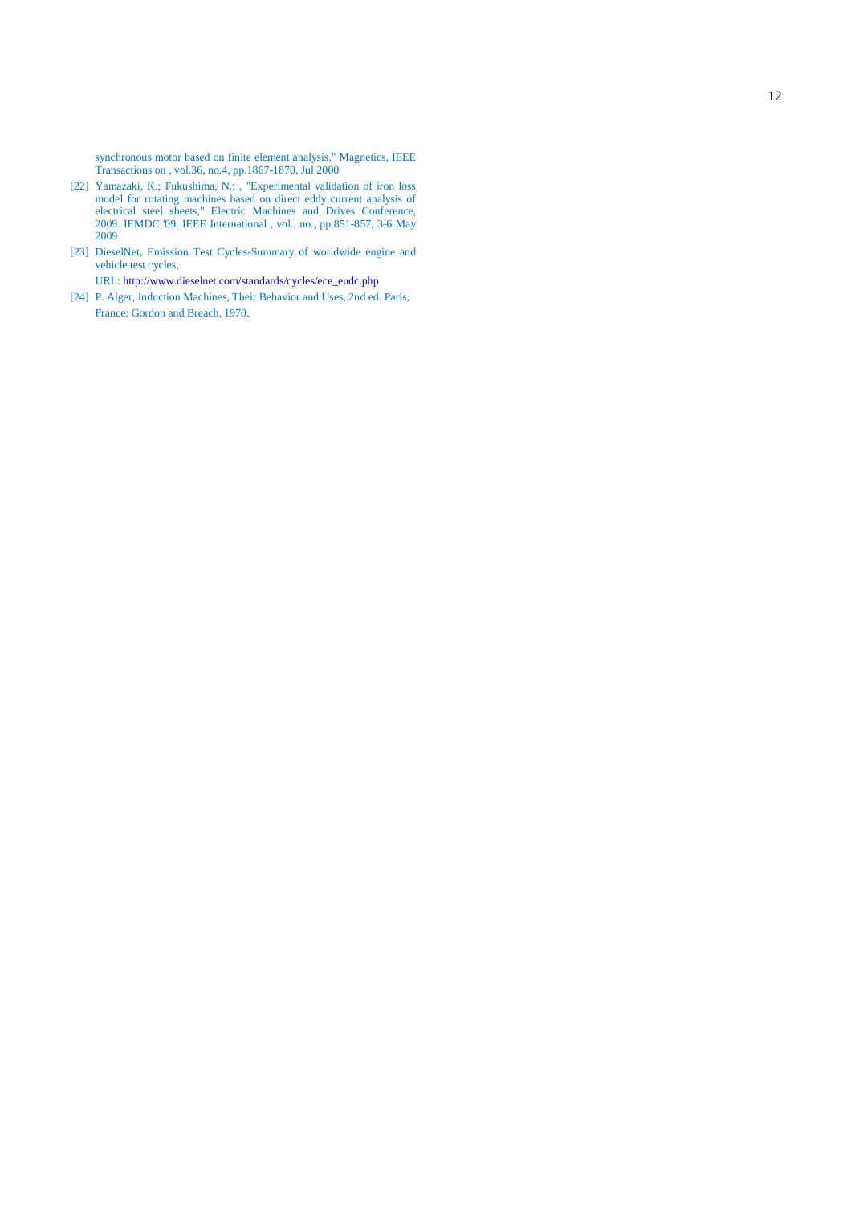synchronous motor based on finite element analysis," Magnetics, IEEE Transactions on , vol.36, no.4, pp.1867-1870, Jul 2000

[22] Yamazaki, K.; Fukushima, N.; , "Experimental validation of iron loss model for rotating machines based on direct eddy current analysis of electrical steel sheets," Electric Machines and Drives Conference, 2009. IEMDC '09. IEEE International , vol., no., pp.851-857, 3-6 May 2009

[23] DieselNet, Emission Test Cycles-Summary of worldwide engine and vehicle test cycles,

URL: http://www.dieselnet.com/standards/cycles/ece_eudc.php

[24] P. Alger, Induction Machines, Their Behavior and Uses, 2nd ed. Paris, France: Gordon and Breach, 1970.